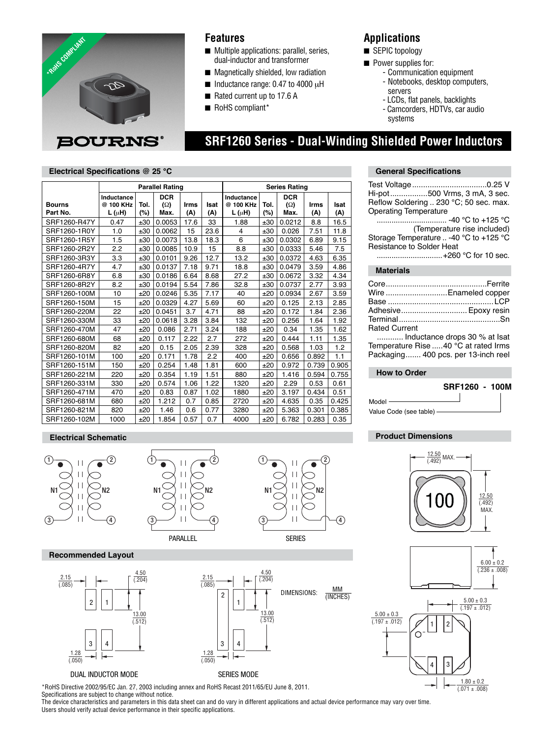*RoHS COMPLIANT

BOURNS®

## Features

- Multiple applications: parallel, series, dual-inductor and transformer
- Magnetically shielded, low radiation
- Inductance range: 0.47 to 4000 μH
- Rated current up to 17.6 A
- RoHS compliant*

## Applications

- SEPIC topology
- Power supplies for:
  - Communication equipment
  - Notebooks, desktop computers, servers
  - LCDs, flat panels, backlights
  - Camcorders, HDTVs, car audio systems

# SRF1260 Series - Dual-Winding Shielded Power Inductors

### Electrical Specifications @ 25 °C

| Bourns Part No. | Parallel Rating | | | | | Series Rating | | | | |
|---|---|---|---|---|---|---|---|---|---|---|
| | Inductance @ 100 KHz L (μH) | Tol. (%) | DCR (Ω) Max. | Irms (A) | Isat (A) | Inductance @ 100 KHz L (μH) | Tol. (%) | DCR (Ω) Max. | Irms (A) | Isat (A) |
| SRF1260-R47Y | 0.47 | ±30 | 0.0053 | 17.6 | 33 | 1.88 | ±30 | 0.0212 | 8.8 | 16.5 |
| SRF1260-1R0Y | 1.0 | ±30 | 0.0062 | 15 | 23.6 | 4 | ±30 | 0.026 | 7.51 | 11.8 |
| SRF1260-1R5Y | 1.5 | ±30 | 0.0073 | 13.8 | 18.3 | 6 | ±30 | 0.0302 | 6.89 | 9.15 |
| SRF1260-2R2Y | 2.2 | ±30 | 0.0085 | 10.9 | 15 | 8.8 | ±30 | 0.0333 | 5.46 | 7.5 |
| SRF1260-3R3Y | 3.3 | ±30 | 0.0101 | 9.26 | 12.7 | 13.2 | ±30 | 0.0372 | 4.63 | 6.35 |
| SRF1260-4R7Y | 4.7 | ±30 | 0.0137 | 7.18 | 9.71 | 18.8 | ±30 | 0.0479 | 3.59 | 4.86 |
| SRF1260-6R8Y | 6.8 | ±30 | 0.0186 | 6.64 | 8.68 | 27.2 | ±30 | 0.0672 | 3.32 | 4.34 |
| SRF1260-8R2Y | 8.2 | ±30 | 0.0194 | 5.54 | 7.86 | 32.8 | ±30 | 0.0737 | 2.77 | 3.93 |
| SRF1260-100M | 10 | ±20 | 0.0246 | 5.35 | 7.17 | 40 | ±20 | 0.0934 | 2.67 | 3.59 |
| SRF1260-150M | 15 | ±20 | 0.0329 | 4.27 | 5.69 | 60 | ±20 | 0.125 | 2.13 | 2.85 |
| SRF1260-220M | 22 | ±20 | 0.0451 | 3.7 | 4.71 | 88 | ±20 | 0.172 | 1.84 | 2.36 |
| SRF1260-330M | 33 | ±20 | 0.0618 | 3.28 | 3.84 | 132 | ±20 | 0.256 | 1.64 | 1.92 |
| SRF1260-470M | 47 | ±20 | 0.086 | 2.71 | 3.24 | 188 | ±20 | 0.34 | 1.35 | 1.62 |
| SRF1260-680M | 68 | ±20 | 0.117 | 2.22 | 2.7 | 272 | ±20 | 0.444 | 1.11 | 1.35 |
| SRF1260-820M | 82 | ±20 | 0.15 | 2.05 | 2.39 | 328 | ±20 | 0.568 | 1.03 | 1.2 |
| SRF1260-101M | 100 | ±20 | 0.171 | 1.78 | 2.2 | 400 | ±20 | 0.656 | 0.892 | 1.1 |
| SRF1260-151M | 150 | ±20 | 0.254 | 1.48 | 1.81 | 600 | ±20 | 0.972 | 0.739 | 0.905 |
| SRF1260-221M | 220 | ±20 | 0.354 | 1.19 | 1.51 | 880 | ±20 | 1.416 | 0.594 | 0.755 |
| SRF1260-331M | 330 | ±20 | 0.574 | 1.06 | 1.22 | 1320 | ±20 | 2.29 | 0.53 | 0.61 |
| SRF1260-471M | 470 | ±20 | 0.83 | 0.87 | 1.02 | 1880 | ±20 | 3.197 | 0.434 | 0.51 |
| SRF1260-681M | 680 | ±20 | 1.212 | 0.7 | 0.85 | 2720 | ±20 | 4.635 | 0.35 | 0.425 |
| SRF1260-821M | 820 | ±20 | 1.46 | 0.6 | 0.77 | 3280 | ±20 | 5.363 | 0.301 | 0.385 |
| SRF1260-102M | 1000 | ±20 | 1.854 | 0.57 | 0.7 | 4000 | ±20 | 6.782 | 0.283 | 0.35 |

### General Specifications

Test Voltage .................................0.25 V
Hi-pot .................500 Vrms, 3 mA, 3 sec.
Reflow Soldering .. 230 °C; 50 sec. max.
Operating Temperature
................................. -40 °C to +125 °C
(Temperature rise included)
Storage Temperature .. -40 °C to +125 °C
Resistance to Solder Heat
...............................+260 °C for 10 sec.

### Materials

Core.............................................Ferrite
Wire ............................Enameled copper
Base ................................................LCP
Adhesive.............................. Epoxy resin
Terminal..............................................Sn
Rated Current
............ Inductance drops 30 % at Isat
Temperature Rise .....40 °C at rated Irms
Packaging....... 400 pcs. per 13-inch reel

### How to Order

SRF1260 - 100M

Model

Value Code (see table)

### Electrical Schematic

N1, N2; pins 1, 2, 3, 4

PARALLEL

SERIES

### Recommended Layout

2.15 (.085); 4.50 (.204); 13.00 (.512); 1.28 (.050)

DUAL INDUCTOR MODE

SERIES MODE

DIMENSIONS: MM (INCHES)

### Product Dimensions

12.50 (.492) MAX.

12.50 (.492) MAX.

6.00 ± 0.2 (.236 ± .008)

5.00 ± 0.3 (.197 ± .012)

5.00 ± 0.3 (.197 ± .012)

1.80 ± 0.2 (.071 ± .008)

*RoHS Directive 2002/95/EC Jan. 27, 2003 including annex and RoHS Recast 2011/65/EU June 8, 2011.
Specifications are subject to change without notice.
The device characteristics and parameters in this data sheet can and do vary in different applications and actual device performance may vary over time.
Users should verify actual device performance in their specific applications.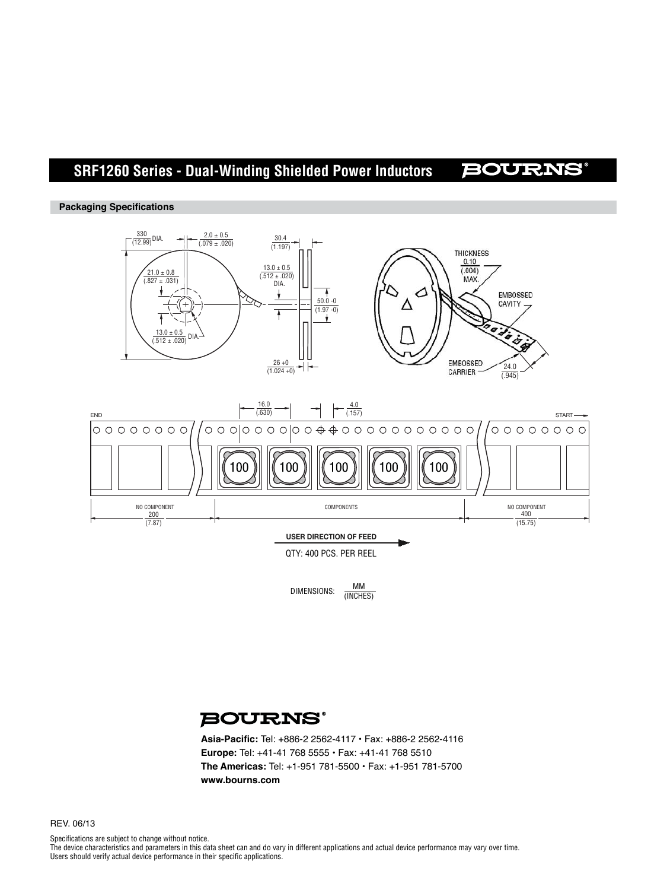# SRF1260 Series - Dual-Winding Shielded Power Inductors

## Packaging Specifications

330 (12.99) DIA.

2.0 ± 0.5 (.079 ± .020)

21.0 ± 0.8 (.827 ± .031)

13.0 ± 0.5 (.512 ± .020) DIA.

30.4 (1.197)

13.0 ± 0.5 (.512 ± .020) DIA.

50.0 -0 (1.97 -0)

26 +0 (1.024 +0)

THICKNESS 0.10 (.004) MAX.

EMBOSSED CAVITY

EMBOSSED CARRIER

24.0 (.945)

16.0 (.630)

4.0 (.157)

END

START

100 100 100 100 100

NO COMPONENT 200 (7.87)

COMPONENTS

NO COMPONENT 400 (15.75)

**USER DIRECTION OF FEED**

QTY: 400 PCS. PER REEL

DIMENSIONS: MM (INCHES)

**Asia-Pacific:** Tel: +886-2 2562-4117 • Fax: +886-2 2562-4116
**Europe:** Tel: +41-41 768 5555 • Fax: +41-41 768 5510
**The Americas:** Tel: +1-951 781-5500 • Fax: +1-951 781-5700
**www.bourns.com**

REV. 06/13

Specifications are subject to change without notice.
The device characteristics and parameters in this data sheet can and do vary in different applications and actual device performance may vary over time.
Users should verify actual device performance in their specific applications.